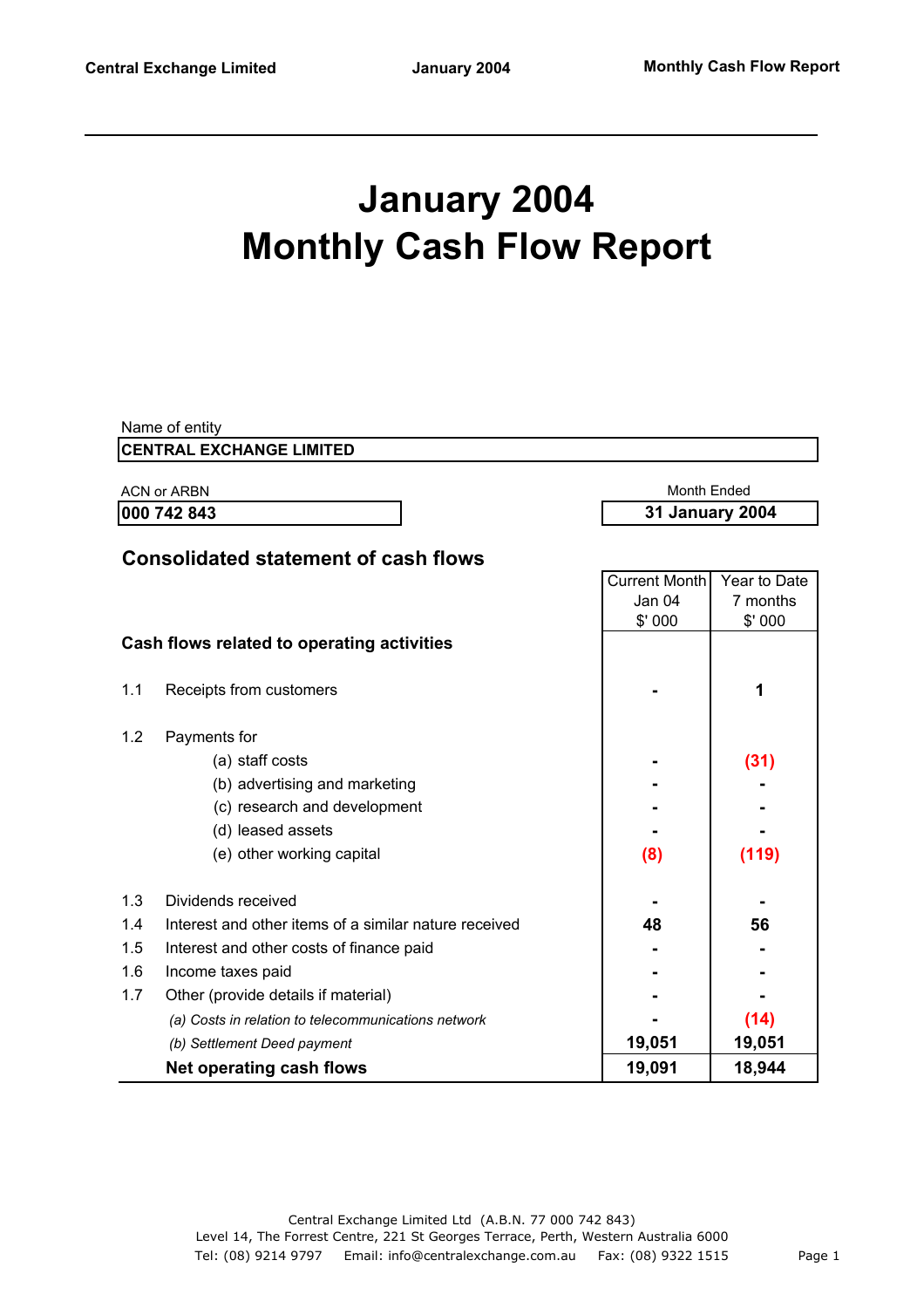# January 2004
# Monthly Cash Flow Report

Name of entity

**CENTRAL EXCHANGE LIMITED**

| ACN or ARBN | Month Ended |
|---|---|
| **000 742 843** | **31 January 2004** |

## Consolidated statement of cash flows

| | | Current Month Jan 04 $' 000 | Year to Date 7 months $' 000 |
|---|---|---|---|
| | **Cash flows related to operating activities** | | |
| 1.1 | Receipts from customers | **-** | **1** |
| 1.2 | Payments for | | |
| | (a) staff costs | **-** | **(31)** |
| | (b) advertising and marketing | **-** | **-** |
| | (c) research and development | **-** | **-** |
| | (d) leased assets | **-** | **-** |
| | (e) other working capital | **(8)** | **(119)** |
| 1.3 | Dividends received | **-** | **-** |
| 1.4 | Interest and other items of a similar nature received | **48** | **56** |
| 1.5 | Interest and other costs of finance paid | **-** | **-** |
| 1.6 | Income taxes paid | **-** | **-** |
| 1.7 | Other (provide details if material) | **-** | **-** |
| | *(a) Costs in relation to telecommunications network* | **-** | **(14)** |
| | *(b) Settlement Deed payment* | **19,051** | **19,051** |
| | **Net operating cash flows** | **19,091** | **18,944** |

Central Exchange Limited Ltd (A.B.N. 77 000 742 843)
Level 14, The Forrest Centre, 221 St Georges Terrace, Perth, Western Australia 6000
Tel: (08) 9214 9797 Email: info@centralexchange.com.au Fax: (08) 9322 1515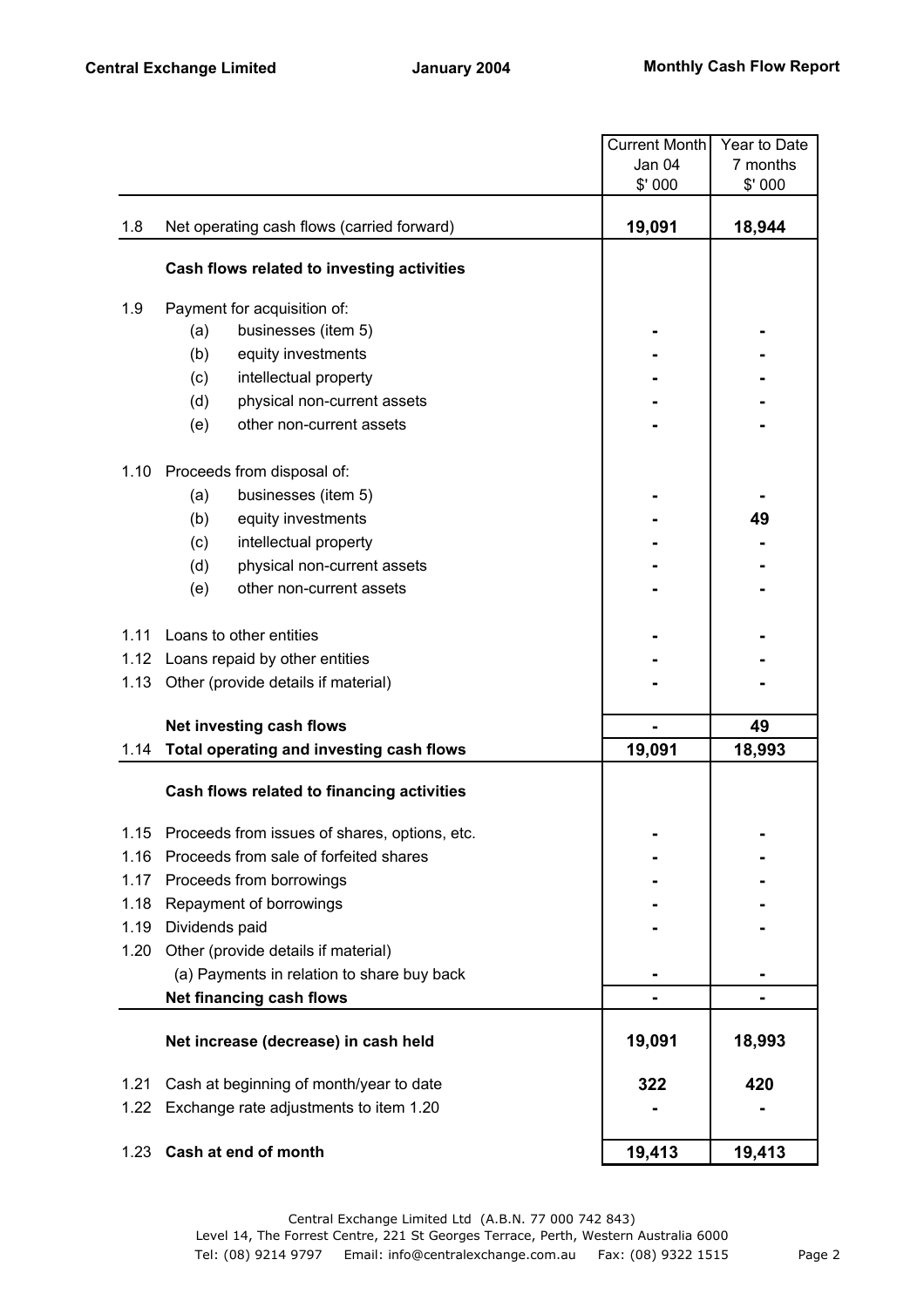| | | Current Month Jan 04 $' 000 | Year to Date 7 months $' 000 |
|---|---|---|---|
| 1.8 | Net operating cash flows (carried forward) | **19,091** | **18,944** |
| | **Cash flows related to investing activities** | | |
| 1.9 | Payment for acquisition of: | | |
| | (a) businesses (item 5) | **-** | **-** |
| | (b) equity investments | **-** | **-** |
| | (c) intellectual property | **-** | **-** |
| | (d) physical non-current assets | **-** | **-** |
| | (e) other non-current assets | **-** | **-** |
| 1.10 | Proceeds from disposal of: | | |
| | (a) businesses (item 5) | **-** | **-** |
| | (b) equity investments | **-** | **49** |
| | (c) intellectual property | **-** | **-** |
| | (d) physical non-current assets | **-** | **-** |
| | (e) other non-current assets | **-** | **-** |
| 1.11 | Loans to other entities | **-** | **-** |
| 1.12 | Loans repaid by other entities | **-** | **-** |
| 1.13 | Other (provide details if material) | **-** | **-** |
| | **Net investing cash flows** | **-** | **49** |
| 1.14 | **Total operating and investing cash flows** | **19,091** | **18,993** |
| | **Cash flows related to financing activities** | | |
| 1.15 | Proceeds from issues of shares, options, etc. | **-** | **-** |
| 1.16 | Proceeds from sale of forfeited shares | **-** | **-** |
| 1.17 | Proceeds from borrowings | **-** | **-** |
| 1.18 | Repayment of borrowings | **-** | **-** |
| 1.19 | Dividends paid | **-** | **-** |
| 1.20 | Other (provide details if material) | | |
| | (a) Payments in relation to share buy back | **-** | **-** |
| | **Net financing cash flows** | **-** | **-** |
| | **Net increase (decrease) in cash held** | **19,091** | **18,993** |
| 1.21 | Cash at beginning of month/year to date | **322** | **420** |
| 1.22 | Exchange rate adjustments to item 1.20 | **-** | **-** |
| 1.23 | **Cash at end of month** | **19,413** | **19,413** |

Central Exchange Limited Ltd (A.B.N. 77 000 742 843)
Level 14, The Forrest Centre, 221 St Georges Terrace, Perth, Western Australia 6000
Tel: (08) 9214 9797 Email: info@centralexchange.com.au Fax: (08) 9322 1515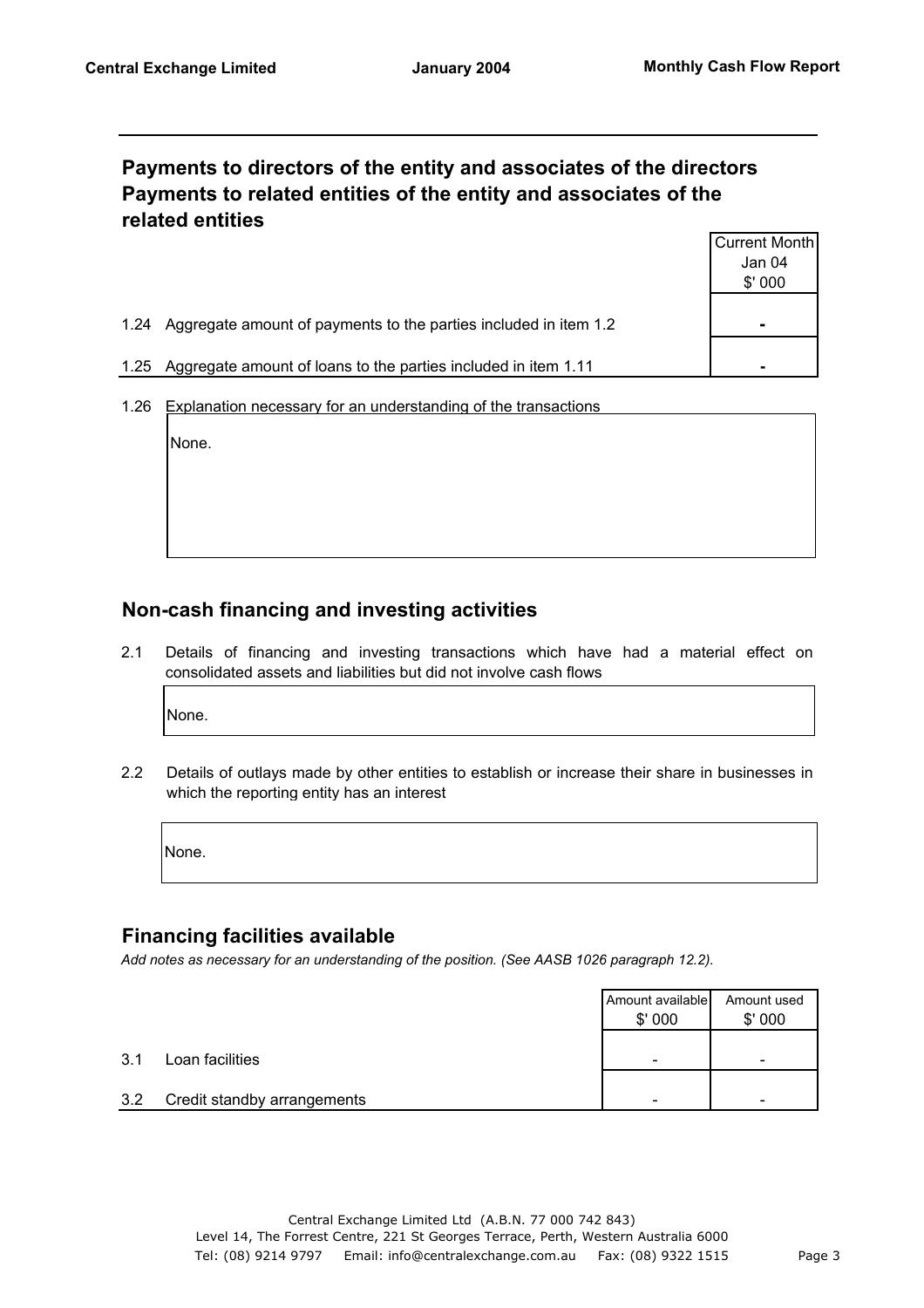## Payments to directors of the entity and associates of the directors
## Payments to related entities of the entity and associates of the related entities

| | | Current Month Jan 04 $' 000 |
|---|---|---|
| 1.24 | Aggregate amount of payments to the parties included in item 1.2 | - |
| 1.25 | Aggregate amount of loans to the parties included in item 1.11 | - |

1.26 Explanation necessary for an understanding of the transactions

None.

## Non-cash financing and investing activities

2.1 Details of financing and investing transactions which have had a material effect on consolidated assets and liabilities but did not involve cash flows

None.

2.2 Details of outlays made by other entities to establish or increase their share in businesses in which the reporting entity has an interest

None.

## Financing facilities available

*Add notes as necessary for an understanding of the position. (See AASB 1026 paragraph 12.2).*

| | | Amount available $' 000 | Amount used $' 000 |
|---|---|---|---|
| 3.1 | Loan facilities | - | - |
| 3.2 | Credit standby arrangements | - | - |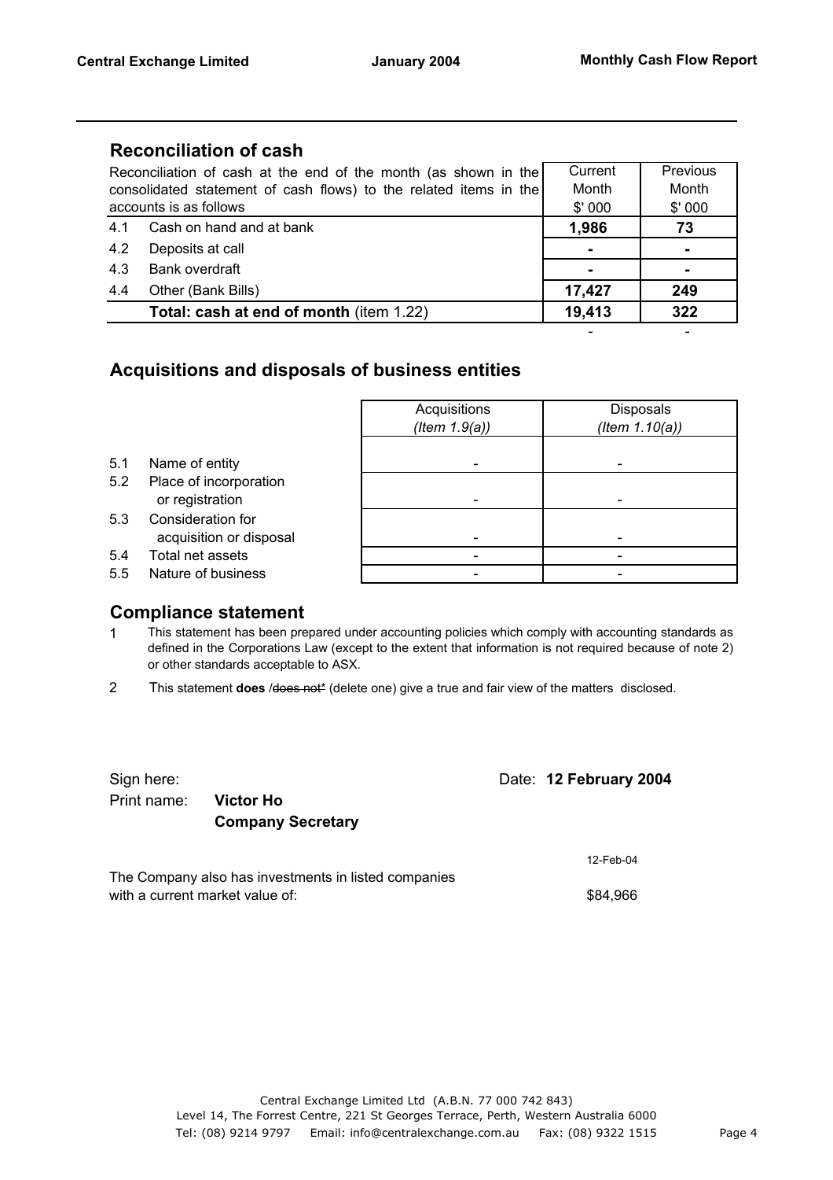## Reconciliation of cash

| Reconciliation of cash at the end of the month (as shown in the consolidated statement of cash flows) to the related items in the accounts is as follows | | Current Month $' 000 | Previous Month $' 000 |
|---|---|---|---|
| 4.1 | Cash on hand and at bank | **1,986** | **73** |
| 4.2 | Deposits at call | **-** | **-** |
| 4.3 | Bank overdraft | **-** | **-** |
| 4.4 | Other (Bank Bills) | **17,427** | **249** |
| | **Total: cash at end of month** (item 1.22) | **19,413** | **322** |
| | | - | - |

## Acquisitions and disposals of business entities

| | | Acquisitions *(Item 1.9(a))* | Disposals *(Item 1.10(a))* |
|---|---|---|---|
| 5.1 | Name of entity | - | - |
| 5.2 | Place of incorporation or registration | - | - |
| 5.3 | Consideration for acquisition or disposal | - | - |
| 5.4 | Total net assets | - | - |
| 5.5 | Nature of business | - | - |

## Compliance statement

1 This statement has been prepared under accounting policies which comply with accounting standards as defined in the Corporations Law (except to the extent that information is not required because of note 2) or other standards acceptable to ASX.

2 This statement **does** /~~does not*~~ (delete one) give a true and fair view of the matters disclosed.

Sign here: Date: **12 February 2004**

Print name: **Victor Ho**
**Company Secretary**

12-Feb-04

The Company also has investments in listed companies with a current market value of: $84,966

Central Exchange Limited Ltd (A.B.N. 77 000 742 843)
Level 14, The Forrest Centre, 221 St Georges Terrace, Perth, Western Australia 6000
Tel: (08) 9214 9797 Email: info@centralexchange.com.au Fax: (08) 9322 1515